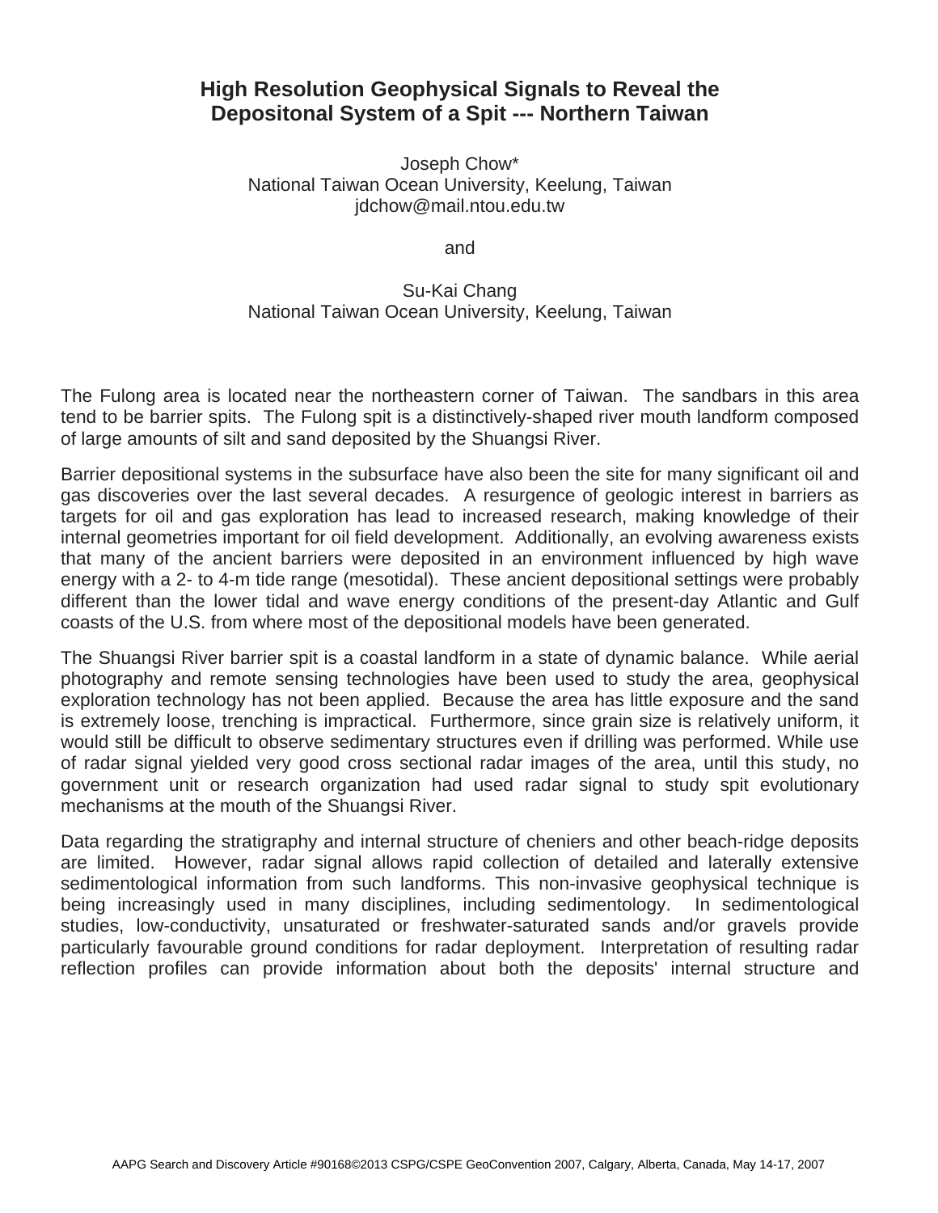# High Resolution Geophysical Signals to Reveal the Depositonal System of a Spit --- Northern Taiwan

Joseph Chow*
National Taiwan Ocean University, Keelung, Taiwan
jdchow@mail.ntou.edu.tw

and

Su-Kai Chang
National Taiwan Ocean University, Keelung, Taiwan

The Fulong area is located near the northeastern corner of Taiwan. The sandbars in this area tend to be barrier spits. The Fulong spit is a distinctively-shaped river mouth landform composed of large amounts of silt and sand deposited by the Shuangsi River.

Barrier depositional systems in the subsurface have also been the site for many significant oil and gas discoveries over the last several decades. A resurgence of geologic interest in barriers as targets for oil and gas exploration has lead to increased research, making knowledge of their internal geometries important for oil field development. Additionally, an evolving awareness exists that many of the ancient barriers were deposited in an environment influenced by high wave energy with a 2- to 4-m tide range (mesotidal). These ancient depositional settings were probably different than the lower tidal and wave energy conditions of the present-day Atlantic and Gulf coasts of the U.S. from where most of the depositional models have been generated.

The Shuangsi River barrier spit is a coastal landform in a state of dynamic balance. While aerial photography and remote sensing technologies have been used to study the area, geophysical exploration technology has not been applied. Because the area has little exposure and the sand is extremely loose, trenching is impractical. Furthermore, since grain size is relatively uniform, it would still be difficult to observe sedimentary structures even if drilling was performed. While use of radar signal yielded very good cross sectional radar images of the area, until this study, no government unit or research organization had used radar signal to study spit evolutionary mechanisms at the mouth of the Shuangsi River.

Data regarding the stratigraphy and internal structure of cheniers and other beach-ridge deposits are limited. However, radar signal allows rapid collection of detailed and laterally extensive sedimentological information from such landforms. This non-invasive geophysical technique is being increasingly used in many disciplines, including sedimentology. In sedimentological studies, low-conductivity, unsaturated or freshwater-saturated sands and/or gravels provide particularly favourable ground conditions for radar deployment. Interpretation of resulting radar reflection profiles can provide information about both the deposits' internal structure and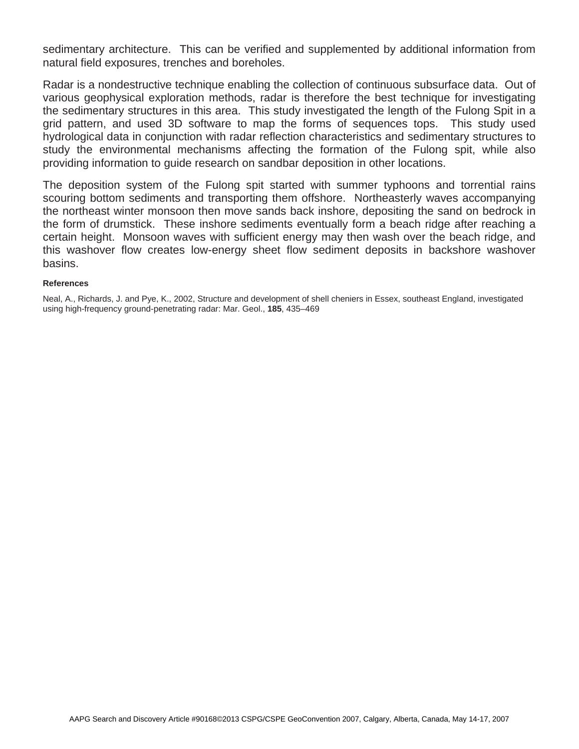sedimentary architecture. This can be verified and supplemented by additional information from natural field exposures, trenches and boreholes.

Radar is a nondestructive technique enabling the collection of continuous subsurface data. Out of various geophysical exploration methods, radar is therefore the best technique for investigating the sedimentary structures in this area. This study investigated the length of the Fulong Spit in a grid pattern, and used 3D software to map the forms of sequences tops. This study used hydrological data in conjunction with radar reflection characteristics and sedimentary structures to study the environmental mechanisms affecting the formation of the Fulong spit, while also providing information to guide research on sandbar deposition in other locations.

The deposition system of the Fulong spit started with summer typhoons and torrential rains scouring bottom sediments and transporting them offshore. Northeasterly waves accompanying the northeast winter monsoon then move sands back inshore, depositing the sand on bedrock in the form of drumstick. These inshore sediments eventually form a beach ridge after reaching a certain height. Monsoon waves with sufficient energy may then wash over the beach ridge, and this washover flow creates low-energy sheet flow sediment deposits in backshore washover basins.

#### References

Neal, A., Richards, J. and Pye, K., 2002, Structure and development of shell cheniers in Essex, southeast England, investigated using high-frequency ground-penetrating radar: Mar. Geol., **185**, 435–469